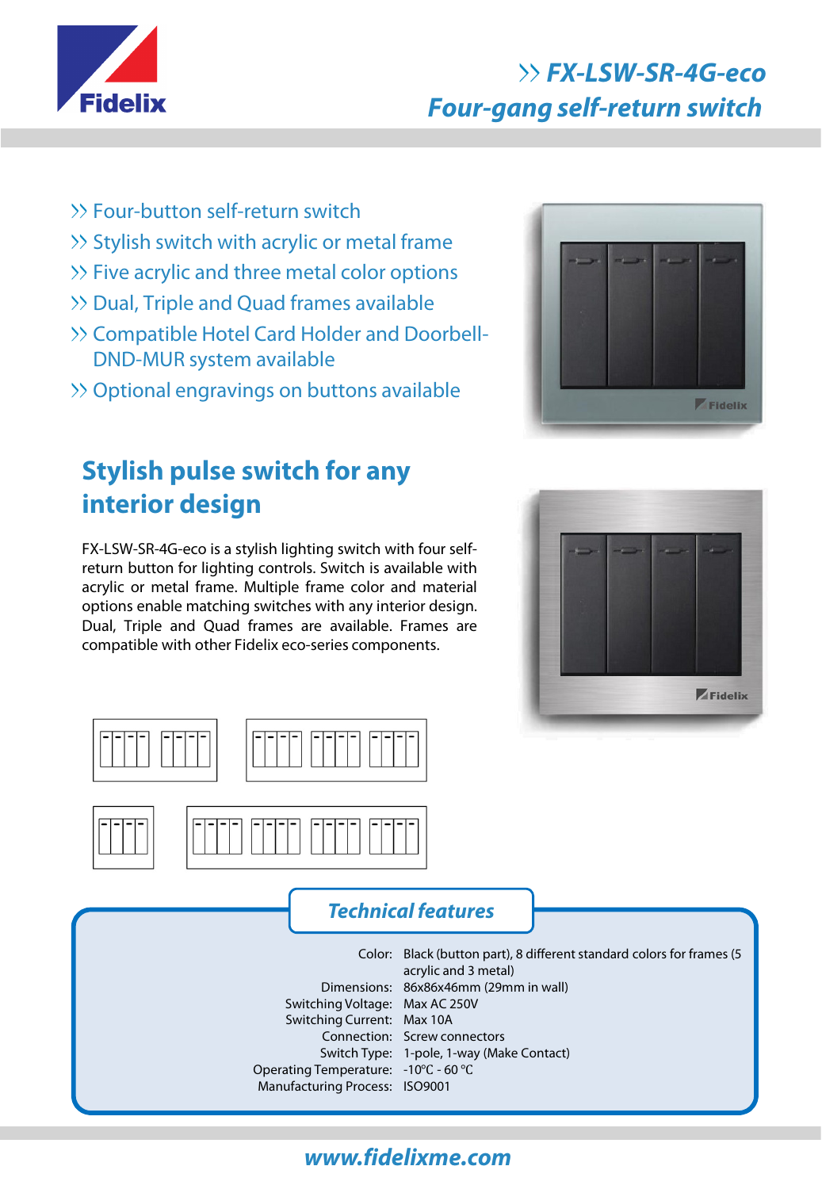# FX-LSW-SR-4G-eco

## Four-gang self-return switch

- Four-button self-return switch
- Stylish switch with acrylic or metal frame
- Five acrylic and three metal color options
- Dual, Triple and Quad frames available
- Compatible Hotel Card Holder and Doorbell-DND-MUR system available
- Optional engravings on buttons available

## Stylish pulse switch for any interior design

FX-LSW-SR-4G-eco is a stylish lighting switch with four self-return button for lighting controls. Switch is available with acrylic or metal frame. Multiple frame color and material options enable matching switches with any interior design. Dual, Triple and Quad frames are available. Frames are compatible with other Fidelix eco-series components.

### Technical features

| | |
|---|---|
| Color: | Black (button part), 8 different standard colors for frames (5 acrylic and 3 metal) |
| Dimensions: | 86x86x46mm (29mm in wall) |
| Switching Voltage: | Max AC 250V |
| Switching Current: | Max 10A |
| Connection: | Screw connectors |
| Switch Type: | 1-pole, 1-way (Make Contact) |
| Operating Temperature: | -10°C - 60 °C |
| Manufacturing Process: | ISO9001 |

www.fidelixme.com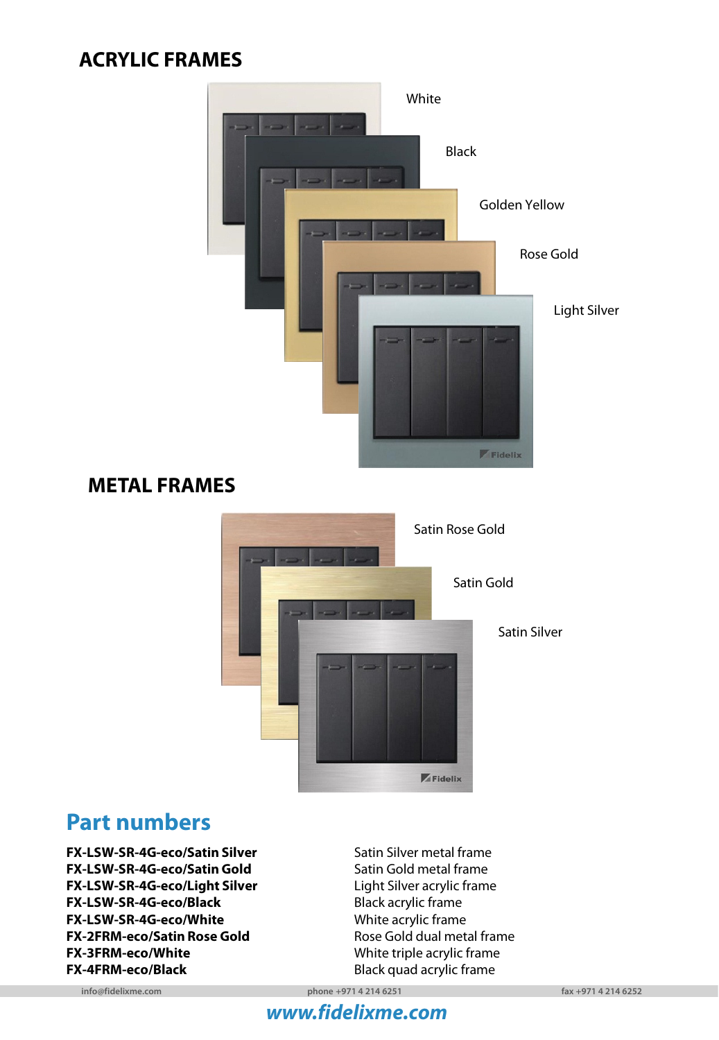## ACRYLIC FRAMES

White

Black

Golden Yellow

Rose Gold

Light Silver

## METAL FRAMES

Satin Rose Gold

Satin Gold

Satin Silver

## Part numbers

| | |
|---|---|
| **FX-LSW-SR-4G-eco/Satin Silver** | Satin Silver metal frame |
| **FX-LSW-SR-4G-eco/Satin Gold** | Satin Gold metal frame |
| **FX-LSW-SR-4G-eco/Light Silver** | Light Silver acrylic frame |
| **FX-LSW-SR-4G-eco/Black** | Black acrylic frame |
| **FX-LSW-SR-4G-eco/White** | White acrylic frame |
| **FX-2FRM-eco/Satin Rose Gold** | Rose Gold dual metal frame |
| **FX-3FRM-eco/White** | White triple acrylic frame |
| **FX-4FRM-eco/Black** | Black quad acrylic frame |

info@fidelixme.com phone +971 4 214 6251 fax +971 4 214 6252

**www.fidelixme.com**